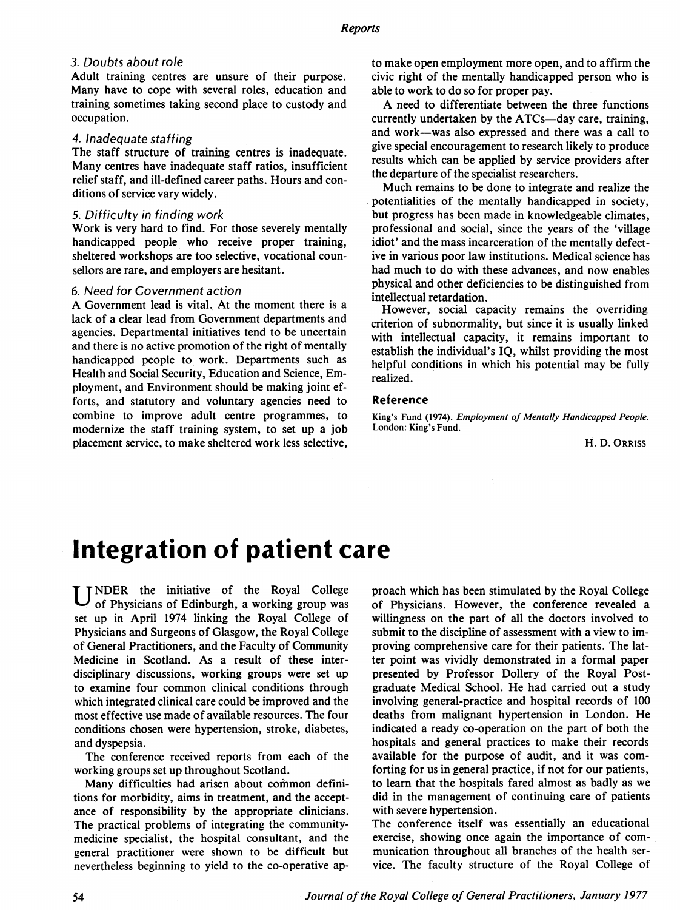### 3. Doubts about role

Adult training centres are unsure of their purpose. Many have to cope with several roles, education and training sometimes taking second place to custody and occupation.

### 4. Inadequate staffing

The staff structure of training centres is inadequate. Many centres have inadequate staff ratios, insufficient relief staff, and ill-defined career paths. Hours and conditions of service vary widely.

### 5. Difficulty in finding work

Work is very hard to find. For those severely mentally handicapped people who receive proper training, sheltered workshops are too selective, vocational counsellors are rare, and employers are hesitant.

### 6. Need for Government action

A Government lead is vital. At the moment there is a lack of a clear lead from Government departments and agencies. Departmental initiatives tend to be uncertain and there is no active promotion of the right of mentally handicapped people to work. Departments such as Health and Social Security, Education and Science, Employment, and Environment should be making joint efforts, and statutory and voluntary agencies need to combine to improve adult centre programmes, to modernize the staff training system, to set up a job placement service, to make sheltered work less selective, to make open employment more open, and to affirm the civic right of the mentally handicapped person who is able to work to do so for proper pay.

A need to differentiate between the three functions currently undertaken by the ATCs—day care, training, and work—was also expressed and there was a call to give special encouragement to research likely to produce results which can be applied by service providers after the departure of the specialist researchers.

Much remains to be done to integrate and realize the potentialities of the mentally handicapped in society, but progress has been made in knowledgeable climates, professional and social, since the years of the 'village idiot' and the mass incarceration of the mentally defective in various poor law institutions. Medical science has had much to do with these advances, and now enables physical and other deficiencies to be distinguished from intellectual retardation.

However, social capacity remains the overriding criterion of subnormality, but since it is usually linked with intellectual capacity, it remains important to establish the individual's IQ, whilst providing the most helpful conditions in which his potential may be fully realized.

### Reference

King's Fund (1974). *Employment of Mentally Handicapped People.* London: King's Fund.

H. D. Orriss

# Integration of patient care

Under the initiative of the Royal College of Physicians of Edinburgh, a working group was set up in April 1974 linking the Royal College of Physicians and Surgeons of Glasgow, the Royal College of General Practitioners, and the Faculty of Community Medicine in Scotland. As a result of these inter-disciplinary discussions, working groups were set up to examine four common clinical conditions through which integrated clinical care could be improved and the most effective use made of available resources. The four conditions chosen were hypertension, stroke, diabetes, and dyspepsia.

The conference received reports from each of the working groups set up throughout Scotland.

Many difficulties had arisen about common definitions for morbidity, aims in treatment, and the acceptance of responsibility by the appropriate clinicians. The practical problems of integrating the community-medicine specialist, the hospital consultant, and the general practitioner were shown to be difficult but nevertheless beginning to yield to the co-operative approach which has been stimulated by the Royal College of Physicians. However, the conference revealed a willingness on the part of all the doctors involved to submit to the discipline of assessment with a view to improving comprehensive care for their patients. The latter point was vividly demonstrated in a formal paper presented by Professor Dollery of the Royal Postgraduate Medical School. He had carried out a study involving general-practice and hospital records of 100 deaths from malignant hypertension in London. He indicated a ready co-operation on the part of both the hospitals and general practices to make their records available for the purpose of audit, and it was comforting for us in general practice, if not for our patients, to learn that the hospitals fared almost as badly as we did in the management of continuing care of patients with severe hypertension.

The conference itself was essentially an educational exercise, showing once again the importance of communication throughout all branches of the health service. The faculty structure of the Royal College of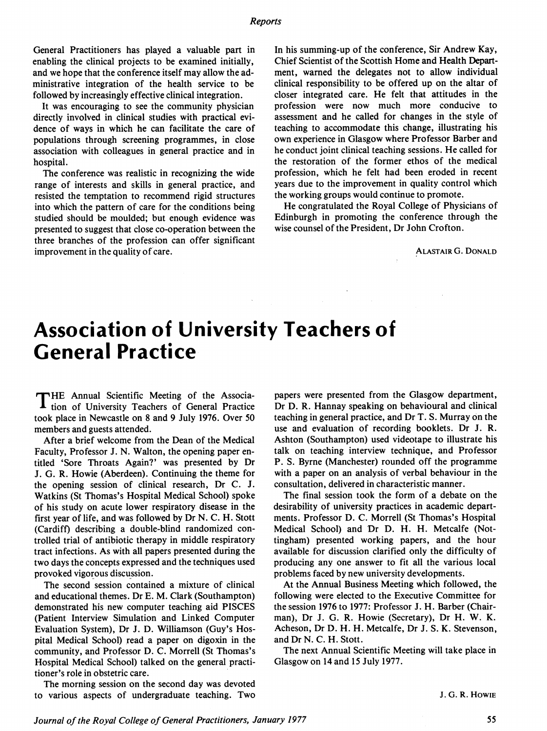General Practitioners has played a valuable part in enabling the clinical projects to be examined initially, and we hope that the conference itself may allow the administrative integration of the health service to be followed by increasingly effective clinical integration.

It was encouraging to see the community physician directly involved in clinical studies with practical evidence of ways in which he can facilitate the care of populations through screening programmes, in close association with colleagues in general practice and in hospital.

The conference was realistic in recognizing the wide range of interests and skills in general practice, and resisted the temptation to recommend rigid structures into which the pattern of care for the conditions being studied should be moulded; but enough evidence was presented to suggest that close co-operation between the three branches of the profession can offer significant improvement in the quality of care.

In his summing-up of the conference, Sir Andrew Kay, Chief Scientist of the Scottish Home and Health Department, warned the delegates not to allow individual clinical responsibility to be offered up on the altar of closer integrated care. He felt that attitudes in the profession were now much more conducive to assessment and he called for changes in the style of teaching to accommodate this change, illustrating his own experience in Glasgow where Professor Barber and he conduct joint clinical teaching sessions. He called for the restoration of the former ethos of the medical profession, which he felt had been eroded in recent years due to the improvement in quality control which the working groups would continue to promote.

He congratulated the Royal College of Physicians of Edinburgh in promoting the conference through the wise counsel of the President, Dr John Crofton.

ALASTAIR G. DONALD

# Association of University Teachers of General Practice

THE Annual Scientific Meeting of the Association of University Teachers of General Practice took place in Newcastle on 8 and 9 July 1976. Over 50 members and guests attended.

After a brief welcome from the Dean of the Medical Faculty, Professor J. N. Walton, the opening paper entitled 'Sore Throats Again?' was presented by Dr J. G. R. Howie (Aberdeen). Continuing the theme for the opening session of clinical research, Dr C. J. Watkins (St Thomas's Hospital Medical School) spoke of his study on acute lower respiratory disease in the first year of life, and was followed by Dr N. C. H. Stott (Cardiff) describing a double-blind randomized controlled trial of antibiotic therapy in middle respiratory tract infections. As with all papers presented during the two days the concepts expressed and the techniques used provoked vigorous discussion.

The second session contained a mixture of clinical and educational themes. Dr E. M. Clark (Southampton) demonstrated his new computer teaching aid PISCES (Patient Interview Simulation and Linked Computer Evaluation System), Dr J. D. Williamson (Guy's Hospital Medical School) read a paper on digoxin in the community, and Professor D. C. Morrell (St Thomas's Hospital Medical School) talked on the general practitioner's role in obstetric care.

The morning session on the second day was devoted to various aspects of undergraduate teaching. Two papers were presented from the Glasgow department, Dr D. R. Hannay speaking on behavioural and clinical teaching in general practice, and Dr T. S. Murray on the use and evaluation of recording booklets. Dr J. R. Ashton (Southampton) used videotape to illustrate his talk on teaching interview technique, and Professor P. S. Byrne (Manchester) rounded off the programme with a paper on an analysis of verbal behaviour in the consultation, delivered in characteristic manner.

The final session took the form of a debate on the desirability of university practices in academic departments. Professor D. C. Morrell (St Thomas's Hospital Medical School) and Dr D. H. H. Metcalfe (Nottingham) presented working papers, and the hour available for discussion clarified only the difficulty of producing any one answer to fit all the various local problems faced by new university developments.

At the Annual Business Meeting which followed, the following were elected to the Executive Committee for the session 1976 to 1977: Professor J. H. Barber (Chairman), Dr J. G. R. Howie (Secretary), Dr H. W. K. Acheson, Dr D. H. H. Metcalfe, Dr J. S. K. Stevenson, and Dr N. C. H. Stott.

The next Annual Scientific Meeting will take place in Glasgow on 14 and 15 July 1977.

J. G. R. HOWIE